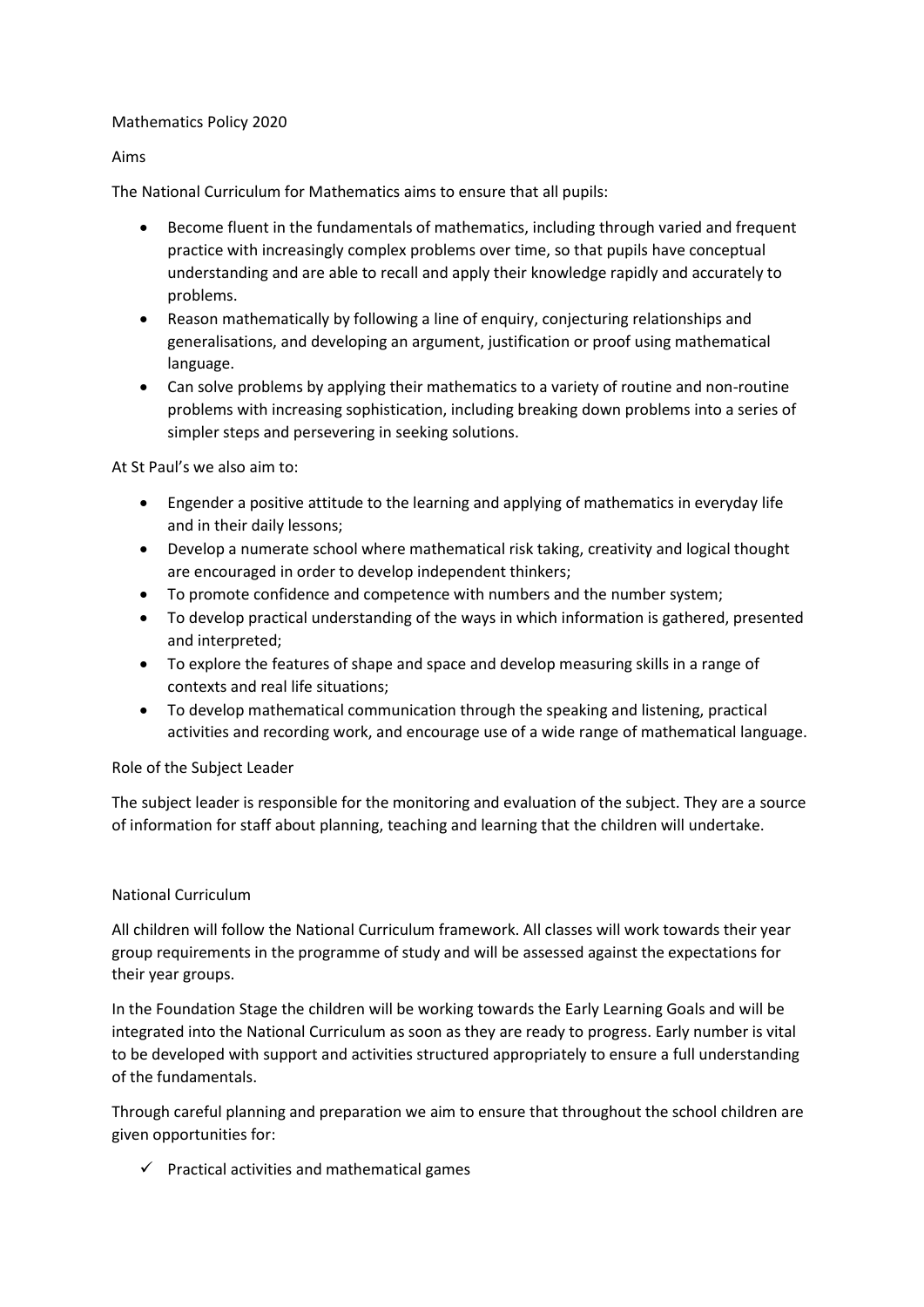# Mathematics Policy 2020

## Aims

The National Curriculum for Mathematics aims to ensure that all pupils:

- Become fluent in the fundamentals of mathematics, including through varied and frequent practice with increasingly complex problems over time, so that pupils have conceptual understanding and are able to recall and apply their knowledge rapidly and accurately to problems.
- Reason mathematically by following a line of enquiry, conjecturing relationships and generalisations, and developing an argument, justification or proof using mathematical language.
- Can solve problems by applying their mathematics to a variety of routine and non-routine problems with increasing sophistication, including breaking down problems into a series of simpler steps and persevering in seeking solutions.

At St Paul's we also aim to:

- Engender a positive attitude to the learning and applying of mathematics in everyday life and in their daily lessons;
- Develop a numerate school where mathematical risk taking, creativity and logical thought are encouraged in order to develop independent thinkers;
- To promote confidence and competence with numbers and the number system;
- To develop practical understanding of the ways in which information is gathered, presented and interpreted;
- To explore the features of shape and space and develop measuring skills in a range of contexts and real life situations;
- To develop mathematical communication through the speaking and listening, practical activities and recording work, and encourage use of a wide range of mathematical language.

## Role of the Subject Leader

The subject leader is responsible for the monitoring and evaluation of the subject. They are a source of information for staff about planning, teaching and learning that the children will undertake.

## National Curriculum

All children will follow the National Curriculum framework. All classes will work towards their year group requirements in the programme of study and will be assessed against the expectations for their year groups.

In the Foundation Stage the children will be working towards the Early Learning Goals and will be integrated into the National Curriculum as soon as they are ready to progress. Early number is vital to be developed with support and activities structured appropriately to ensure a full understanding of the fundamentals.

Through careful planning and preparation we aim to ensure that throughout the school children are given opportunities for:

- ✓ Practical activities and mathematical games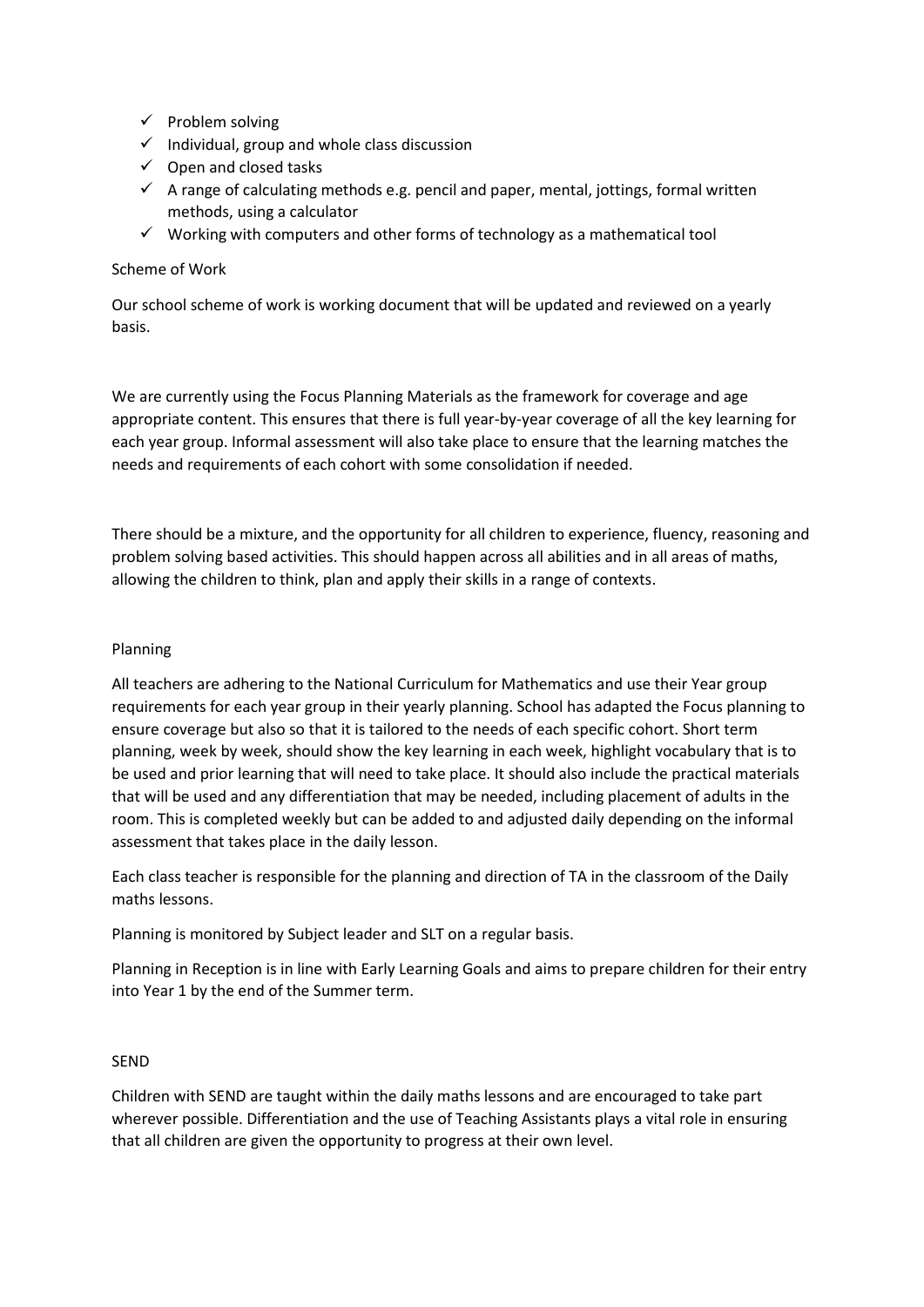- ✓ Problem solving
- ✓ Individual, group and whole class discussion
- ✓ Open and closed tasks
- ✓ A range of calculating methods e.g. pencil and paper, mental, jottings, formal written methods, using a calculator
- ✓ Working with computers and other forms of technology as a mathematical tool

## Scheme of Work

Our school scheme of work is working document that will be updated and reviewed on a yearly basis.

We are currently using the Focus Planning Materials as the framework for coverage and age appropriate content. This ensures that there is full year-by-year coverage of all the key learning for each year group. Informal assessment will also take place to ensure that the learning matches the needs and requirements of each cohort with some consolidation if needed.

There should be a mixture, and the opportunity for all children to experience, fluency, reasoning and problem solving based activities. This should happen across all abilities and in all areas of maths, allowing the children to think, plan and apply their skills in a range of contexts.

## Planning

All teachers are adhering to the National Curriculum for Mathematics and use their Year group requirements for each year group in their yearly planning. School has adapted the Focus planning to ensure coverage but also so that it is tailored to the needs of each specific cohort. Short term planning, week by week, should show the key learning in each week, highlight vocabulary that is to be used and prior learning that will need to take place. It should also include the practical materials that will be used and any differentiation that may be needed, including placement of adults in the room. This is completed weekly but can be added to and adjusted daily depending on the informal assessment that takes place in the daily lesson.

Each class teacher is responsible for the planning and direction of TA in the classroom of the Daily maths lessons.

Planning is monitored by Subject leader and SLT on a regular basis.

Planning in Reception is in line with Early Learning Goals and aims to prepare children for their entry into Year 1 by the end of the Summer term.

## SEND

Children with SEND are taught within the daily maths lessons and are encouraged to take part wherever possible. Differentiation and the use of Teaching Assistants plays a vital role in ensuring that all children are given the opportunity to progress at their own level.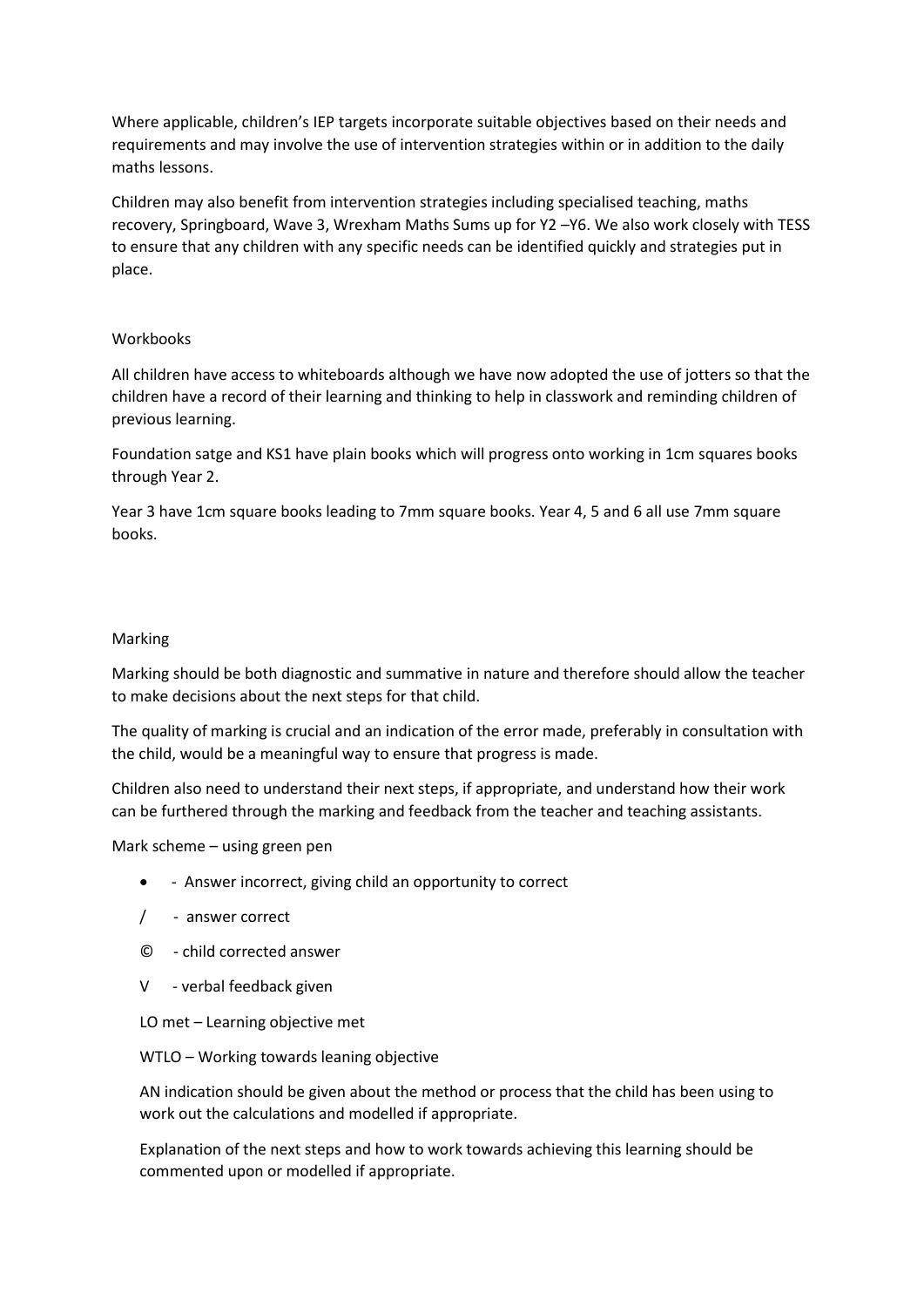Where applicable, children's IEP targets incorporate suitable objectives based on their needs and requirements and may involve the use of intervention strategies within or in addition to the daily maths lessons.

Children may also benefit from intervention strategies including specialised teaching, maths recovery, Springboard, Wave 3, Wrexham Maths Sums up for Y2 –Y6. We also work closely with TESS to ensure that any children with any specific needs can be identified quickly and strategies put in place.

## Workbooks

All children have access to whiteboards although we have now adopted the use of jotters so that the children have a record of their learning and thinking to help in classwork and reminding children of previous learning.

Foundation satge and KS1 have plain books which will progress onto working in 1cm squares books through Year 2.

Year 3 have 1cm square books leading to 7mm square books. Year 4, 5 and 6 all use 7mm square books.

## Marking

Marking should be both diagnostic and summative in nature and therefore should allow the teacher to make decisions about the next steps for that child.

The quality of marking is crucial and an indication of the error made, preferably in consultation with the child, would be a meaningful way to ensure that progress is made.

Children also need to understand their next steps, if appropriate, and understand how their work can be furthered through the marking and feedback from the teacher and teaching assistants.

Mark scheme – using green pen

- • - Answer incorrect, giving child an opportunity to correct
- / - answer correct
- © - child corrected answer
- V - verbal feedback given

LO met – Learning objective met

WTLO – Working towards leaning objective

AN indication should be given about the method or process that the child has been using to work out the calculations and modelled if appropriate.

Explanation of the next steps and how to work towards achieving this learning should be commented upon or modelled if appropriate.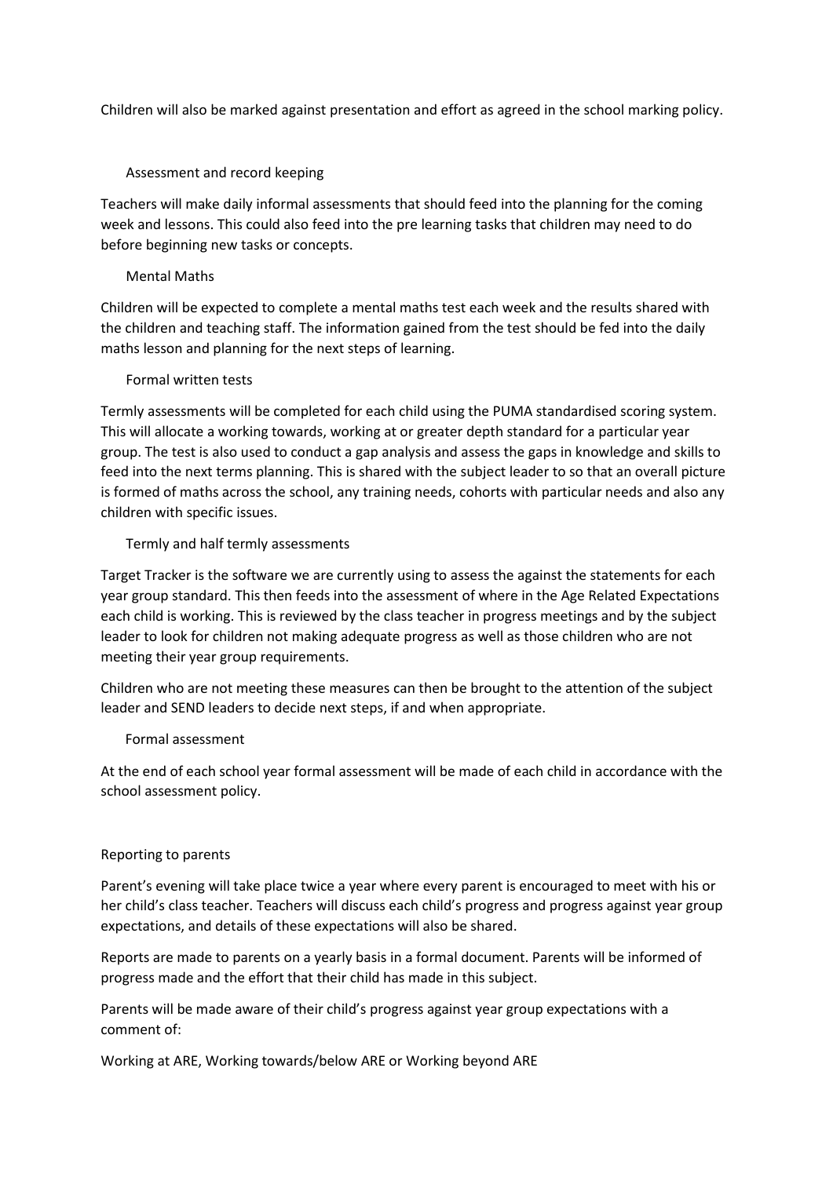Children will also be marked against presentation and effort as agreed in the school marking policy.

### Assessment and record keeping

Teachers will make daily informal assessments that should feed into the planning for the coming week and lessons. This could also feed into the pre learning tasks that children may need to do before beginning new tasks or concepts.

### Mental Maths

Children will be expected to complete a mental maths test each week and the results shared with the children and teaching staff. The information gained from the test should be fed into the daily maths lesson and planning for the next steps of learning.

### Formal written tests

Termly assessments will be completed for each child using the PUMA standardised scoring system. This will allocate a working towards, working at or greater depth standard for a particular year group. The test is also used to conduct a gap analysis and assess the gaps in knowledge and skills to feed into the next terms planning. This is shared with the subject leader to so that an overall picture is formed of maths across the school, any training needs, cohorts with particular needs and also any children with specific issues.

### Termly and half termly assessments

Target Tracker is the software we are currently using to assess the against the statements for each year group standard. This then feeds into the assessment of where in the Age Related Expectations each child is working. This is reviewed by the class teacher in progress meetings and by the subject leader to look for children not making adequate progress as well as those children who are not meeting their year group requirements.

Children who are not meeting these measures can then be brought to the attention of the subject leader and SEND leaders to decide next steps, if and when appropriate.

### Formal assessment

At the end of each school year formal assessment will be made of each child in accordance with the school assessment policy.

## Reporting to parents

Parent's evening will take place twice a year where every parent is encouraged to meet with his or her child's class teacher. Teachers will discuss each child's progress and progress against year group expectations, and details of these expectations will also be shared.

Reports are made to parents on a yearly basis in a formal document. Parents will be informed of progress made and the effort that their child has made in this subject.

Parents will be made aware of their child's progress against year group expectations with a comment of:

Working at ARE, Working towards/below ARE or Working beyond ARE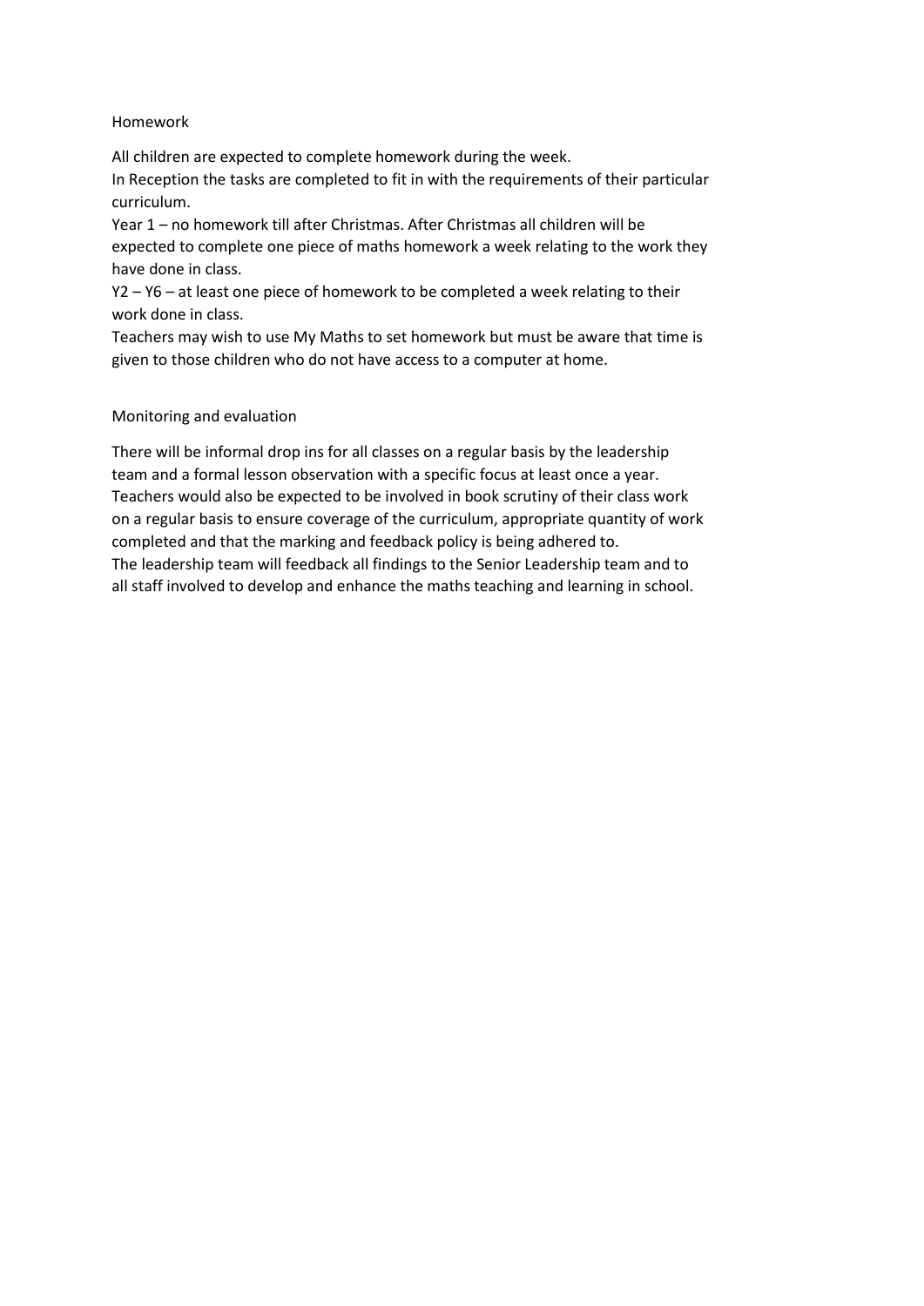## Homework

All children are expected to complete homework during the week.
In Reception the tasks are completed to fit in with the requirements of their particular curriculum.
Year 1 – no homework till after Christmas. After Christmas all children will be expected to complete one piece of maths homework a week relating to the work they have done in class.
Y2 – Y6 – at least one piece of homework to be completed a week relating to their work done in class.
Teachers may wish to use My Maths to set homework but must be aware that time is given to those children who do not have access to a computer at home.

## Monitoring and evaluation

There will be informal drop ins for all classes on a regular basis by the leadership team and a formal lesson observation with a specific focus at least once a year. Teachers would also be expected to be involved in book scrutiny of their class work on a regular basis to ensure coverage of the curriculum, appropriate quantity of work completed and that the marking and feedback policy is being adhered to.
The leadership team will feedback all findings to the Senior Leadership team and to all staff involved to develop and enhance the maths teaching and learning in school.